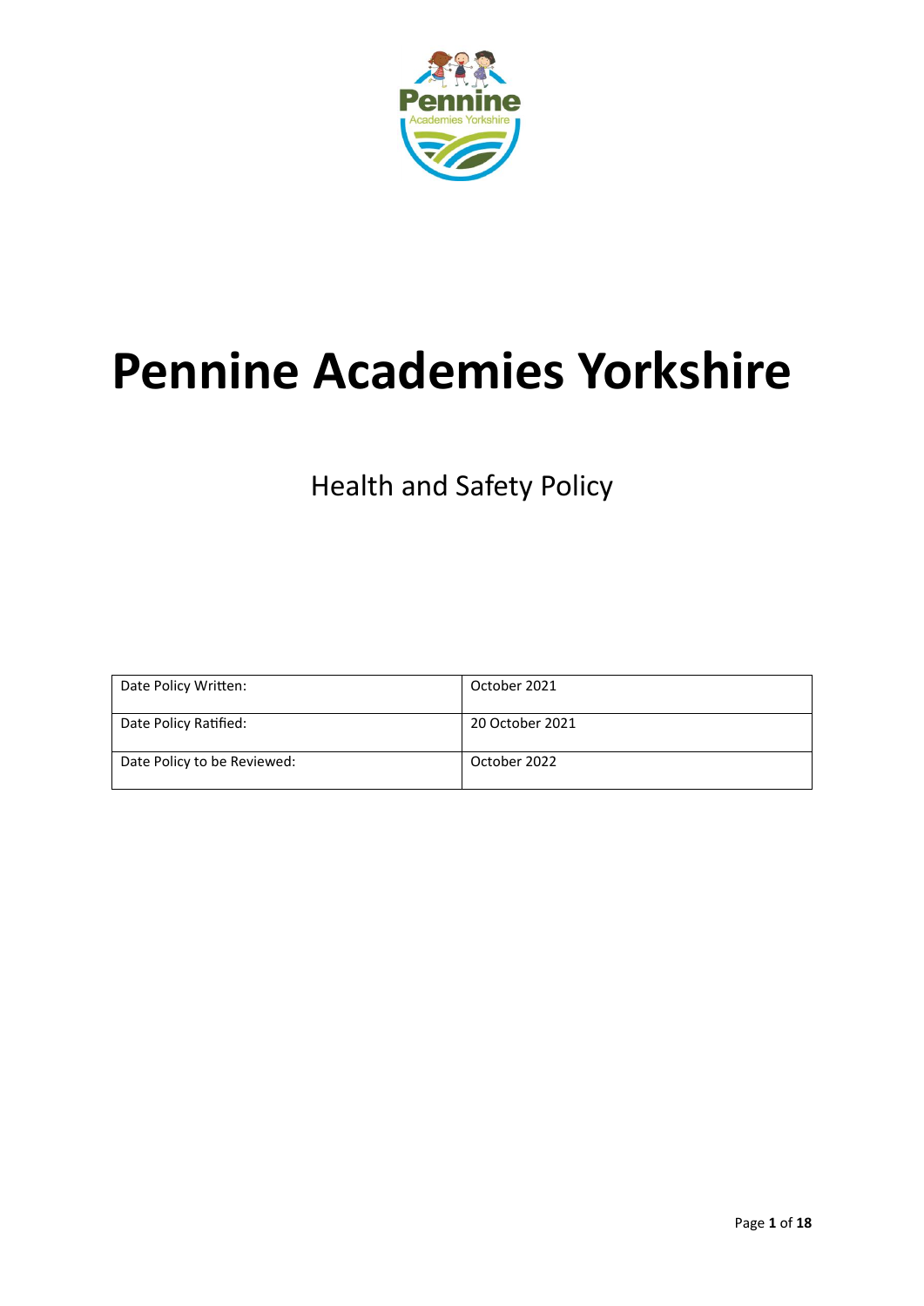# Pennine Academies Yorkshire

Health and Safety Policy

| Date Policy Written: | October 2021 |
|---|---|
| Date Policy Ratified: | 20 October 2021 |
| Date Policy to be Reviewed: | October 2022 |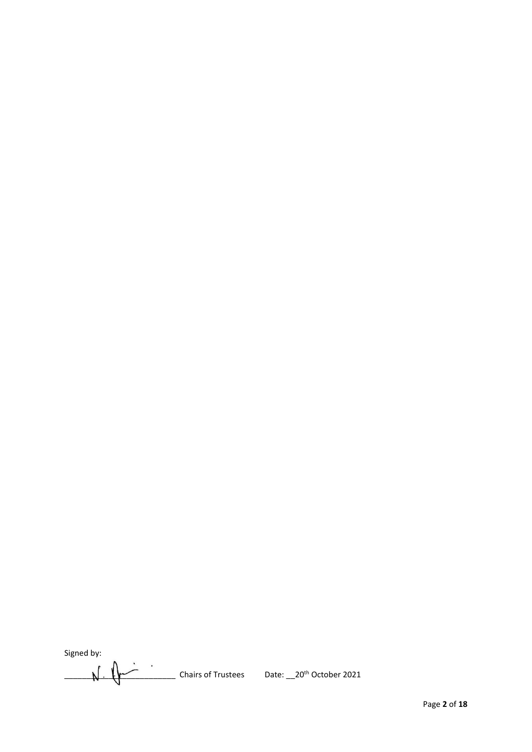Signed by:

\_\_\_\_\_\_N. [signature]\_\_\_\_\_\_\_\_\_\_\_\_ Chairs of Trustees Date: \_\_20th October 2021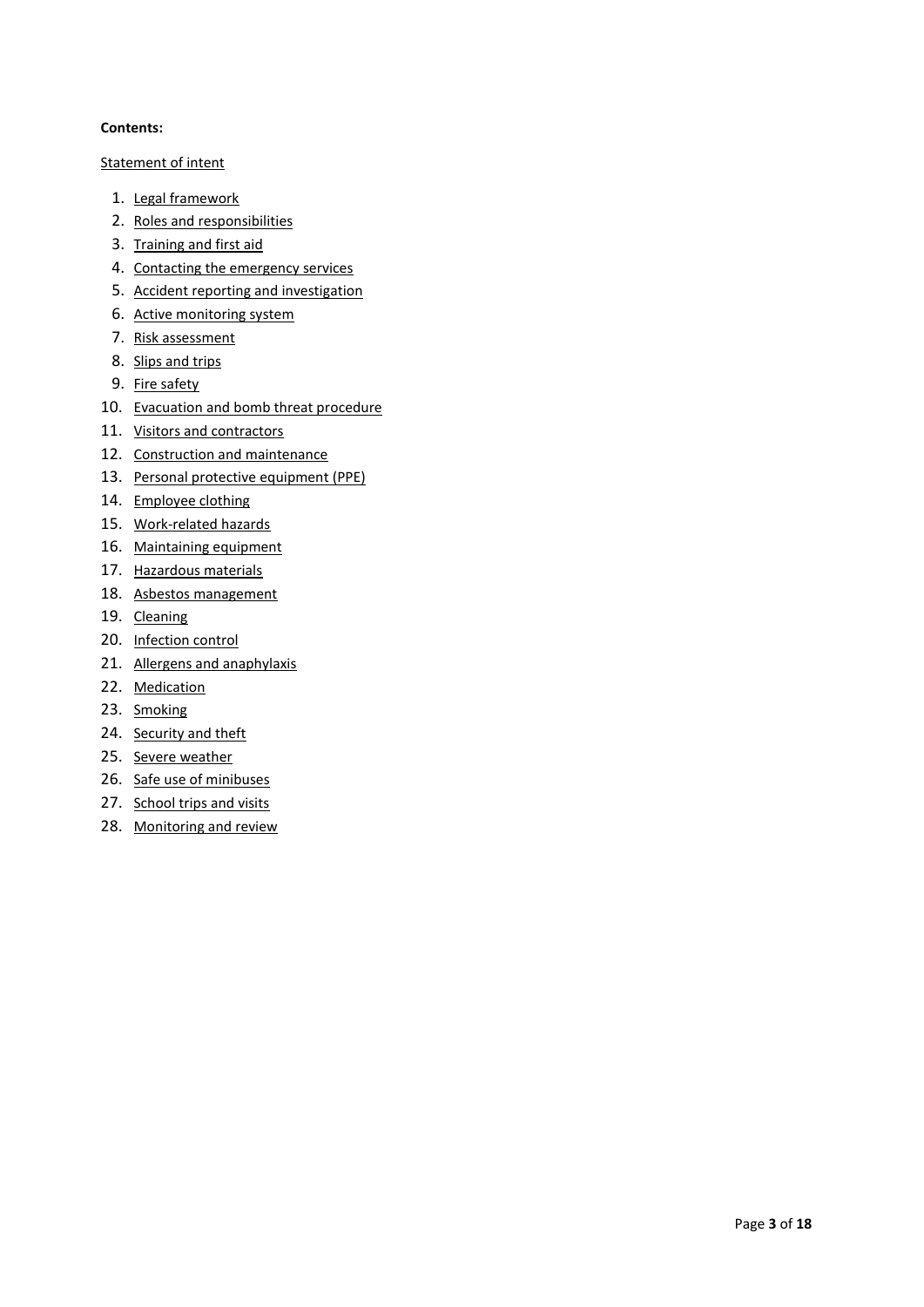**Contents:**

Statement of intent

1. Legal framework
2. Roles and responsibilities
3. Training and first aid
4. Contacting the emergency services
5. Accident reporting and investigation
6. Active monitoring system
7. Risk assessment
8. Slips and trips
9. Fire safety
10. Evacuation and bomb threat procedure
11. Visitors and contractors
12. Construction and maintenance
13. Personal protective equipment (PPE)
14. Employee clothing
15. Work-related hazards
16. Maintaining equipment
17. Hazardous materials
18. Asbestos management
19. Cleaning
20. Infection control
21. Allergens and anaphylaxis
22. Medication
23. Smoking
24. Security and theft
25. Severe weather
26. Safe use of minibuses
27. School trips and visits
28. Monitoring and review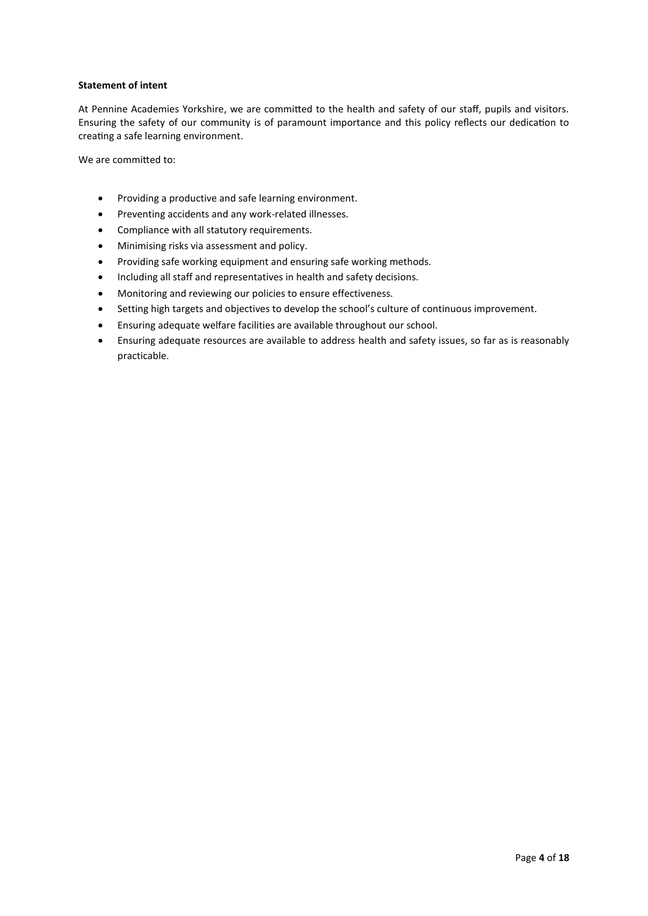**Statement of intent**

At Pennine Academies Yorkshire, we are committed to the health and safety of our staff, pupils and visitors. Ensuring the safety of our community is of paramount importance and this policy reflects our dedication to creating a safe learning environment.

We are committed to:

- Providing a productive and safe learning environment.
- Preventing accidents and any work-related illnesses.
- Compliance with all statutory requirements.
- Minimising risks via assessment and policy.
- Providing safe working equipment and ensuring safe working methods.
- Including all staff and representatives in health and safety decisions.
- Monitoring and reviewing our policies to ensure effectiveness.
- Setting high targets and objectives to develop the school's culture of continuous improvement.
- Ensuring adequate welfare facilities are available throughout our school.
- Ensuring adequate resources are available to address health and safety issues, so far as is reasonably practicable.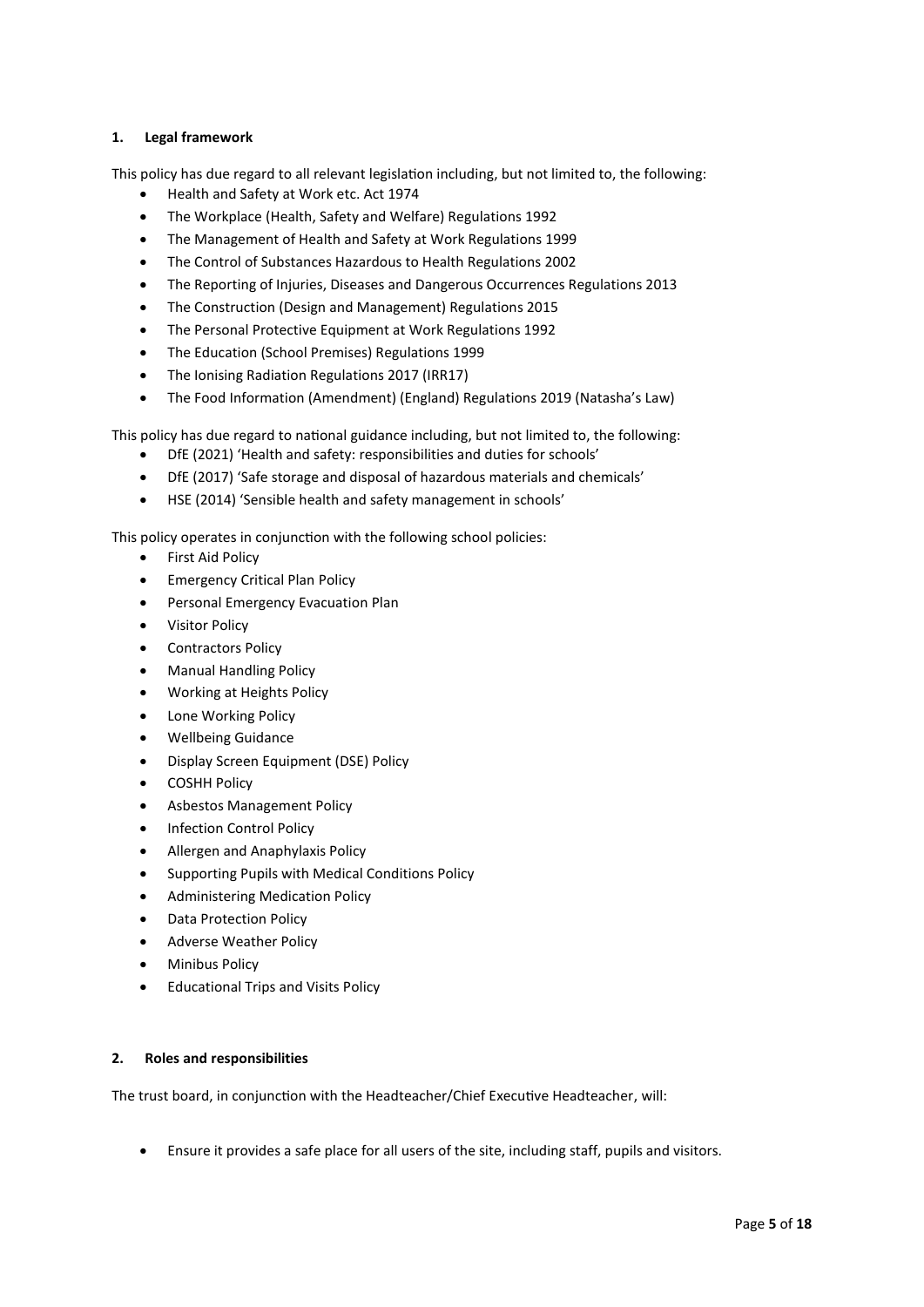## 1. Legal framework

This policy has due regard to all relevant legislation including, but not limited to, the following:

- Health and Safety at Work etc. Act 1974
- The Workplace (Health, Safety and Welfare) Regulations 1992
- The Management of Health and Safety at Work Regulations 1999
- The Control of Substances Hazardous to Health Regulations 2002
- The Reporting of Injuries, Diseases and Dangerous Occurrences Regulations 2013
- The Construction (Design and Management) Regulations 2015
- The Personal Protective Equipment at Work Regulations 1992
- The Education (School Premises) Regulations 1999
- The Ionising Radiation Regulations 2017 (IRR17)
- The Food Information (Amendment) (England) Regulations 2019 (Natasha's Law)

This policy has due regard to national guidance including, but not limited to, the following:

- DfE (2021) 'Health and safety: responsibilities and duties for schools'
- DfE (2017) 'Safe storage and disposal of hazardous materials and chemicals'
- HSE (2014) 'Sensible health and safety management in schools'

This policy operates in conjunction with the following school policies:

- First Aid Policy
- Emergency Critical Plan Policy
- Personal Emergency Evacuation Plan
- Visitor Policy
- Contractors Policy
- Manual Handling Policy
- Working at Heights Policy
- Lone Working Policy
- Wellbeing Guidance
- Display Screen Equipment (DSE) Policy
- COSHH Policy
- Asbestos Management Policy
- Infection Control Policy
- Allergen and Anaphylaxis Policy
- Supporting Pupils with Medical Conditions Policy
- Administering Medication Policy
- Data Protection Policy
- Adverse Weather Policy
- Minibus Policy
- Educational Trips and Visits Policy

## 2. Roles and responsibilities

The trust board, in conjunction with the Headteacher/Chief Executive Headteacher, will:

- Ensure it provides a safe place for all users of the site, including staff, pupils and visitors.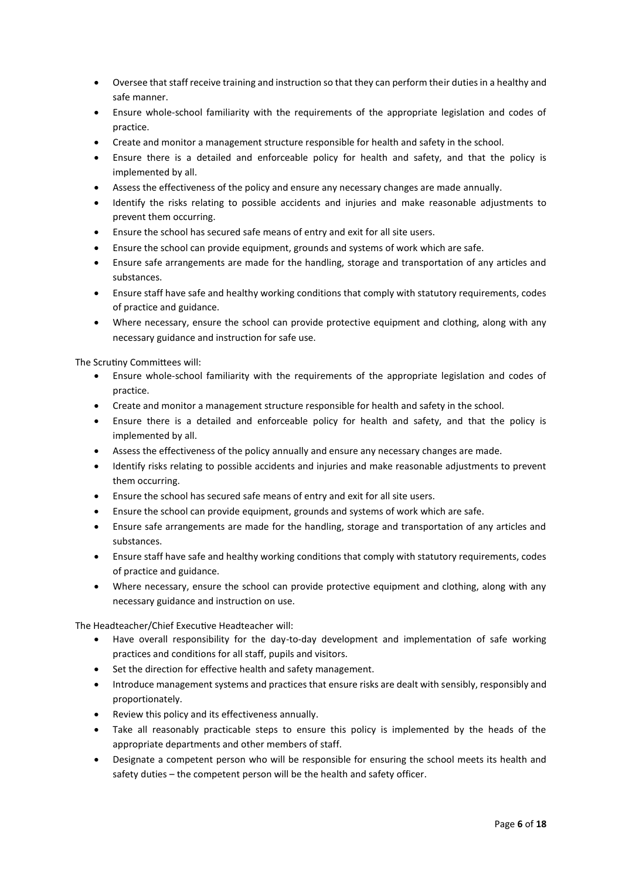- Oversee that staff receive training and instruction so that they can perform their duties in a healthy and safe manner.
- Ensure whole-school familiarity with the requirements of the appropriate legislation and codes of practice.
- Create and monitor a management structure responsible for health and safety in the school.
- Ensure there is a detailed and enforceable policy for health and safety, and that the policy is implemented by all.
- Assess the effectiveness of the policy and ensure any necessary changes are made annually.
- Identify the risks relating to possible accidents and injuries and make reasonable adjustments to prevent them occurring.
- Ensure the school has secured safe means of entry and exit for all site users.
- Ensure the school can provide equipment, grounds and systems of work which are safe.
- Ensure safe arrangements are made for the handling, storage and transportation of any articles and substances.
- Ensure staff have safe and healthy working conditions that comply with statutory requirements, codes of practice and guidance.
- Where necessary, ensure the school can provide protective equipment and clothing, along with any necessary guidance and instruction for safe use.

The Scrutiny Committees will:

- Ensure whole-school familiarity with the requirements of the appropriate legislation and codes of practice.
- Create and monitor a management structure responsible for health and safety in the school.
- Ensure there is a detailed and enforceable policy for health and safety, and that the policy is implemented by all.
- Assess the effectiveness of the policy annually and ensure any necessary changes are made.
- Identify risks relating to possible accidents and injuries and make reasonable adjustments to prevent them occurring.
- Ensure the school has secured safe means of entry and exit for all site users.
- Ensure the school can provide equipment, grounds and systems of work which are safe.
- Ensure safe arrangements are made for the handling, storage and transportation of any articles and substances.
- Ensure staff have safe and healthy working conditions that comply with statutory requirements, codes of practice and guidance.
- Where necessary, ensure the school can provide protective equipment and clothing, along with any necessary guidance and instruction on use.

The Headteacher/Chief Executive Headteacher will:

- Have overall responsibility for the day-to-day development and implementation of safe working practices and conditions for all staff, pupils and visitors.
- Set the direction for effective health and safety management.
- Introduce management systems and practices that ensure risks are dealt with sensibly, responsibly and proportionately.
- Review this policy and its effectiveness annually.
- Take all reasonably practicable steps to ensure this policy is implemented by the heads of the appropriate departments and other members of staff.
- Designate a competent person who will be responsible for ensuring the school meets its health and safety duties – the competent person will be the health and safety officer.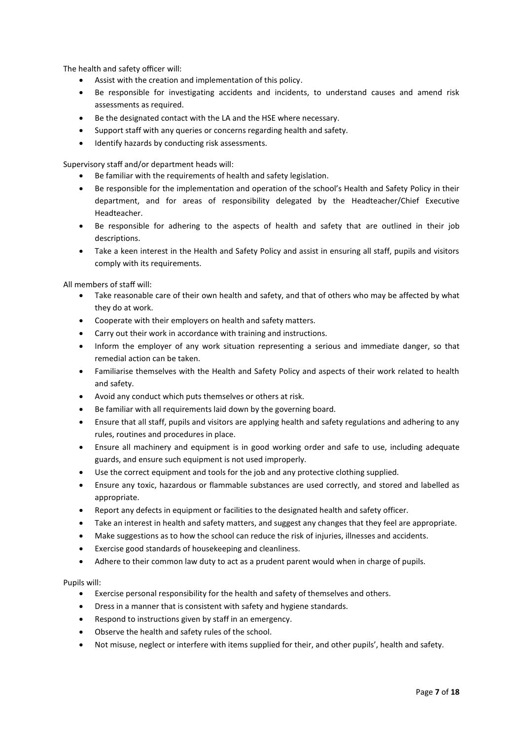The health and safety officer will:

- Assist with the creation and implementation of this policy.
- Be responsible for investigating accidents and incidents, to understand causes and amend risk assessments as required.
- Be the designated contact with the LA and the HSE where necessary.
- Support staff with any queries or concerns regarding health and safety.
- Identify hazards by conducting risk assessments.

Supervisory staff and/or department heads will:

- Be familiar with the requirements of health and safety legislation.
- Be responsible for the implementation and operation of the school's Health and Safety Policy in their department, and for areas of responsibility delegated by the Headteacher/Chief Executive Headteacher.
- Be responsible for adhering to the aspects of health and safety that are outlined in their job descriptions.
- Take a keen interest in the Health and Safety Policy and assist in ensuring all staff, pupils and visitors comply with its requirements.

All members of staff will:

- Take reasonable care of their own health and safety, and that of others who may be affected by what they do at work.
- Cooperate with their employers on health and safety matters.
- Carry out their work in accordance with training and instructions.
- Inform the employer of any work situation representing a serious and immediate danger, so that remedial action can be taken.
- Familiarise themselves with the Health and Safety Policy and aspects of their work related to health and safety.
- Avoid any conduct which puts themselves or others at risk.
- Be familiar with all requirements laid down by the governing board.
- Ensure that all staff, pupils and visitors are applying health and safety regulations and adhering to any rules, routines and procedures in place.
- Ensure all machinery and equipment is in good working order and safe to use, including adequate guards, and ensure such equipment is not used improperly.
- Use the correct equipment and tools for the job and any protective clothing supplied.
- Ensure any toxic, hazardous or flammable substances are used correctly, and stored and labelled as appropriate.
- Report any defects in equipment or facilities to the designated health and safety officer.
- Take an interest in health and safety matters, and suggest any changes that they feel are appropriate.
- Make suggestions as to how the school can reduce the risk of injuries, illnesses and accidents.
- Exercise good standards of housekeeping and cleanliness.
- Adhere to their common law duty to act as a prudent parent would when in charge of pupils.

Pupils will:

- Exercise personal responsibility for the health and safety of themselves and others.
- Dress in a manner that is consistent with safety and hygiene standards.
- Respond to instructions given by staff in an emergency.
- Observe the health and safety rules of the school.
- Not misuse, neglect or interfere with items supplied for their, and other pupils', health and safety.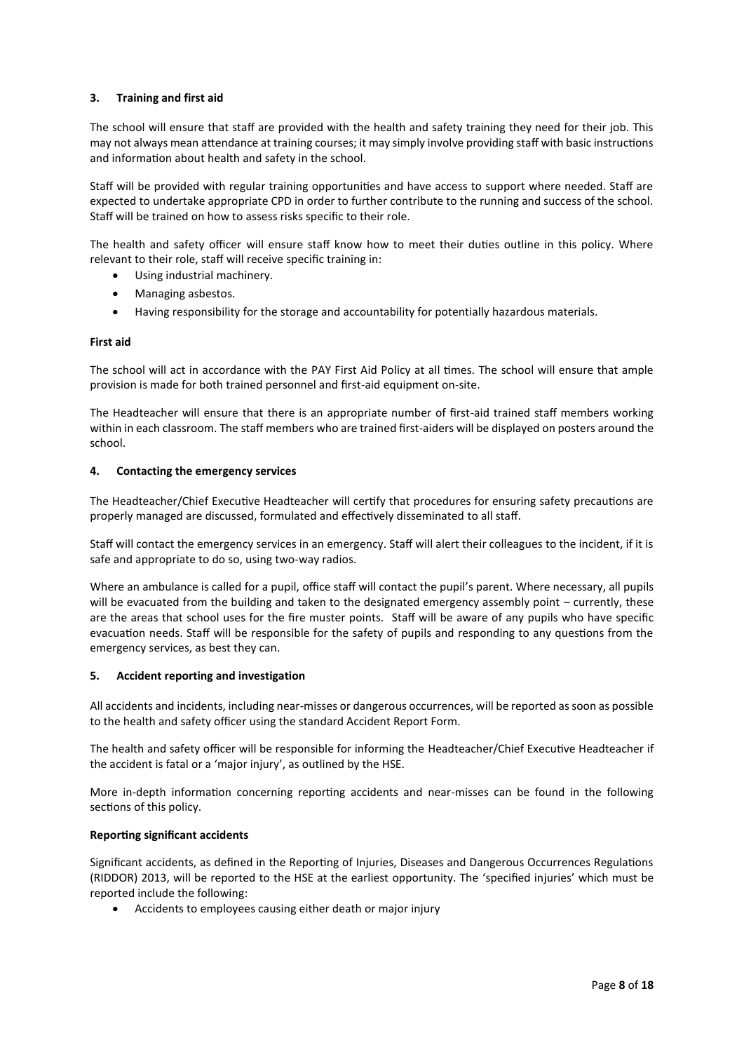### 3. Training and first aid

The school will ensure that staff are provided with the health and safety training they need for their job. This may not always mean attendance at training courses; it may simply involve providing staff with basic instructions and information about health and safety in the school.

Staff will be provided with regular training opportunities and have access to support where needed. Staff are expected to undertake appropriate CPD in order to further contribute to the running and success of the school. Staff will be trained on how to assess risks specific to their role.

The health and safety officer will ensure staff know how to meet their duties outline in this policy. Where relevant to their role, staff will receive specific training in:

- Using industrial machinery.
- Managing asbestos.
- Having responsibility for the storage and accountability for potentially hazardous materials.

#### First aid

The school will act in accordance with the PAY First Aid Policy at all times. The school will ensure that ample provision is made for both trained personnel and first-aid equipment on-site.

The Headteacher will ensure that there is an appropriate number of first-aid trained staff members working within in each classroom. The staff members who are trained first-aiders will be displayed on posters around the school.

### 4. Contacting the emergency services

The Headteacher/Chief Executive Headteacher will certify that procedures for ensuring safety precautions are properly managed are discussed, formulated and effectively disseminated to all staff.

Staff will contact the emergency services in an emergency. Staff will alert their colleagues to the incident, if it is safe and appropriate to do so, using two-way radios.

Where an ambulance is called for a pupil, office staff will contact the pupil's parent. Where necessary, all pupils will be evacuated from the building and taken to the designated emergency assembly point – currently, these are the areas that school uses for the fire muster points. Staff will be aware of any pupils who have specific evacuation needs. Staff will be responsible for the safety of pupils and responding to any questions from the emergency services, as best they can.

### 5. Accident reporting and investigation

All accidents and incidents, including near-misses or dangerous occurrences, will be reported as soon as possible to the health and safety officer using the standard Accident Report Form.

The health and safety officer will be responsible for informing the Headteacher/Chief Executive Headteacher if the accident is fatal or a 'major injury', as outlined by the HSE.

More in-depth information concerning reporting accidents and near-misses can be found in the following sections of this policy.

#### Reporting significant accidents

Significant accidents, as defined in the Reporting of Injuries, Diseases and Dangerous Occurrences Regulations (RIDDOR) 2013, will be reported to the HSE at the earliest opportunity. The 'specified injuries' which must be reported include the following:

- Accidents to employees causing either death or major injury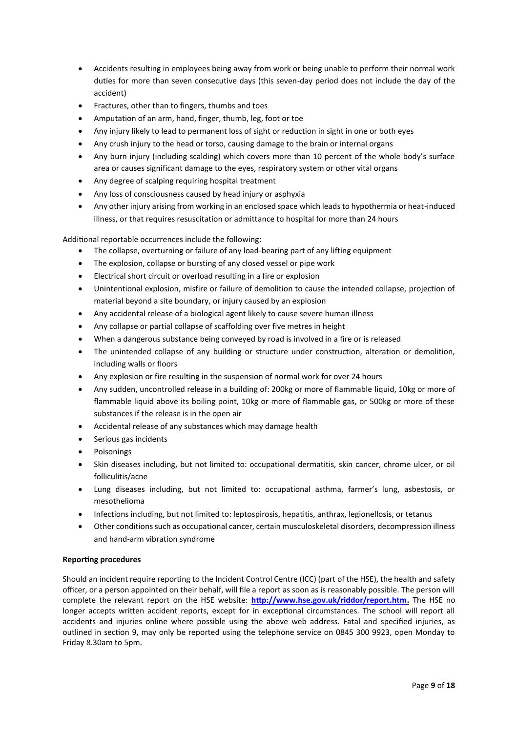- Accidents resulting in employees being away from work or being unable to perform their normal work duties for more than seven consecutive days (this seven-day period does not include the day of the accident)
- Fractures, other than to fingers, thumbs and toes
- Amputation of an arm, hand, finger, thumb, leg, foot or toe
- Any injury likely to lead to permanent loss of sight or reduction in sight in one or both eyes
- Any crush injury to the head or torso, causing damage to the brain or internal organs
- Any burn injury (including scalding) which covers more than 10 percent of the whole body's surface area or causes significant damage to the eyes, respiratory system or other vital organs
- Any degree of scalping requiring hospital treatment
- Any loss of consciousness caused by head injury or asphyxia
- Any other injury arising from working in an enclosed space which leads to hypothermia or heat-induced illness, or that requires resuscitation or admittance to hospital for more than 24 hours

Additional reportable occurrences include the following:

- The collapse, overturning or failure of any load-bearing part of any lifting equipment
- The explosion, collapse or bursting of any closed vessel or pipe work
- Electrical short circuit or overload resulting in a fire or explosion
- Unintentional explosion, misfire or failure of demolition to cause the intended collapse, projection of material beyond a site boundary, or injury caused by an explosion
- Any accidental release of a biological agent likely to cause severe human illness
- Any collapse or partial collapse of scaffolding over five metres in height
- When a dangerous substance being conveyed by road is involved in a fire or is released
- The unintended collapse of any building or structure under construction, alteration or demolition, including walls or floors
- Any explosion or fire resulting in the suspension of normal work for over 24 hours
- Any sudden, uncontrolled release in a building of: 200kg or more of flammable liquid, 10kg or more of flammable liquid above its boiling point, 10kg or more of flammable gas, or 500kg or more of these substances if the release is in the open air
- Accidental release of any substances which may damage health
- Serious gas incidents
- Poisonings
- Skin diseases including, but not limited to: occupational dermatitis, skin cancer, chrome ulcer, or oil folliculitis/acne
- Lung diseases including, but not limited to: occupational asthma, farmer's lung, asbestosis, or mesothelioma
- Infections including, but not limited to: leptospirosis, hepatitis, anthrax, legionellosis, or tetanus
- Other conditions such as occupational cancer, certain musculoskeletal disorders, decompression illness and hand-arm vibration syndrome

**Reporting procedures**

Should an incident require reporting to the Incident Control Centre (ICC) (part of the HSE), the health and safety officer, or a person appointed on their behalf, will file a report as soon as is reasonably possible. The person will complete the relevant report on the HSE website: **[http://www.hse.gov.uk/riddor/report.htm](http://www.hse.gov.uk/riddor/report.htm).** The HSE no longer accepts written accident reports, except for in exceptional circumstances. The school will report all accidents and injuries online where possible using the above web address. Fatal and specified injuries, as outlined in section 9, may only be reported using the telephone service on 0845 300 9923, open Monday to Friday 8.30am to 5pm.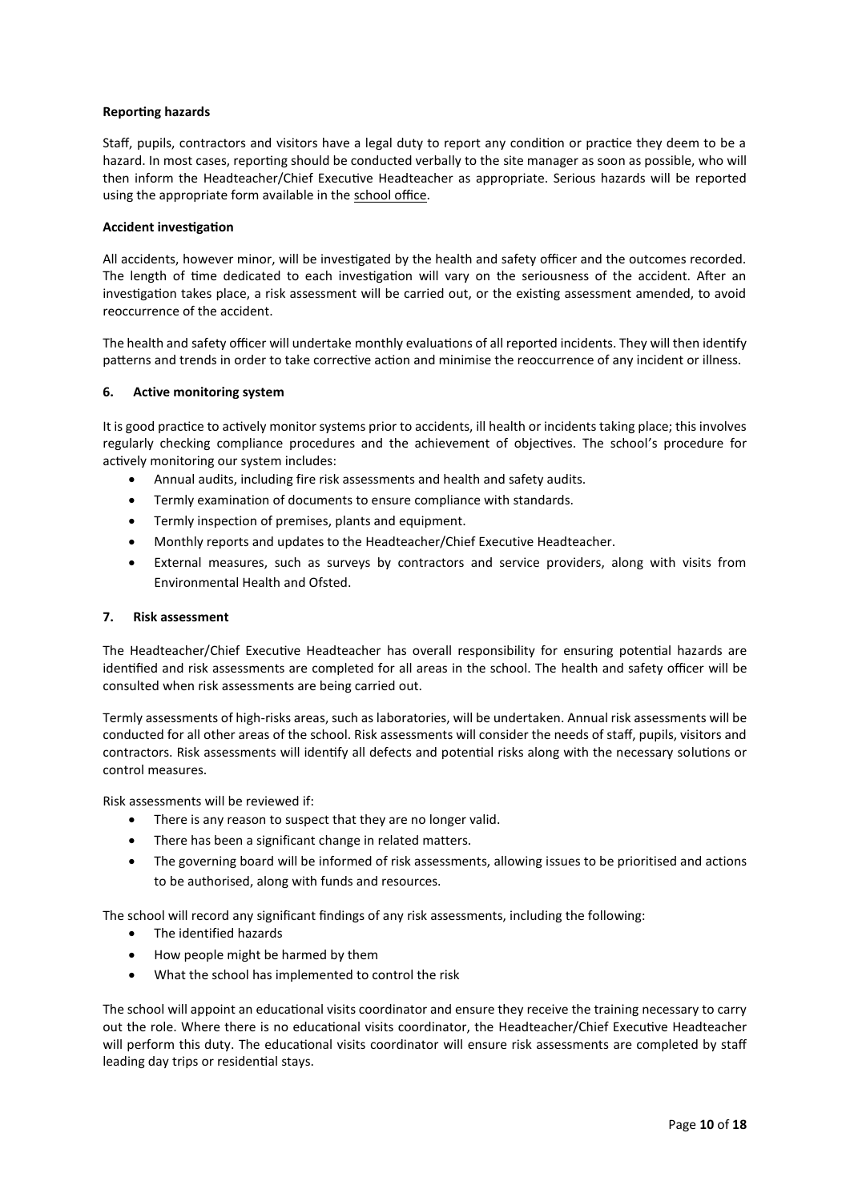**Reporting hazards**

Staff, pupils, contractors and visitors have a legal duty to report any condition or practice they deem to be a hazard. In most cases, reporting should be conducted verbally to the site manager as soon as possible, who will then inform the Headteacher/Chief Executive Headteacher as appropriate. Serious hazards will be reported using the appropriate form available in the school office.

**Accident investigation**

All accidents, however minor, will be investigated by the health and safety officer and the outcomes recorded. The length of time dedicated to each investigation will vary on the seriousness of the accident. After an investigation takes place, a risk assessment will be carried out, or the existing assessment amended, to avoid reoccurrence of the accident.

The health and safety officer will undertake monthly evaluations of all reported incidents. They will then identify patterns and trends in order to take corrective action and minimise the reoccurrence of any incident or illness.

## 6. Active monitoring system

It is good practice to actively monitor systems prior to accidents, ill health or incidents taking place; this involves regularly checking compliance procedures and the achievement of objectives. The school's procedure for actively monitoring our system includes:

- Annual audits, including fire risk assessments and health and safety audits.
- Termly examination of documents to ensure compliance with standards.
- Termly inspection of premises, plants and equipment.
- Monthly reports and updates to the Headteacher/Chief Executive Headteacher.
- External measures, such as surveys by contractors and service providers, along with visits from Environmental Health and Ofsted.

## 7. Risk assessment

The Headteacher/Chief Executive Headteacher has overall responsibility for ensuring potential hazards are identified and risk assessments are completed for all areas in the school. The health and safety officer will be consulted when risk assessments are being carried out.

Termly assessments of high-risks areas, such as laboratories, will be undertaken. Annual risk assessments will be conducted for all other areas of the school. Risk assessments will consider the needs of staff, pupils, visitors and contractors. Risk assessments will identify all defects and potential risks along with the necessary solutions or control measures.

Risk assessments will be reviewed if:

- There is any reason to suspect that they are no longer valid.
- There has been a significant change in related matters.
- The governing board will be informed of risk assessments, allowing issues to be prioritised and actions to be authorised, along with funds and resources.

The school will record any significant findings of any risk assessments, including the following:

- The identified hazards
- How people might be harmed by them
- What the school has implemented to control the risk

The school will appoint an educational visits coordinator and ensure they receive the training necessary to carry out the role. Where there is no educational visits coordinator, the Headteacher/Chief Executive Headteacher will perform this duty. The educational visits coordinator will ensure risk assessments are completed by staff leading day trips or residential stays.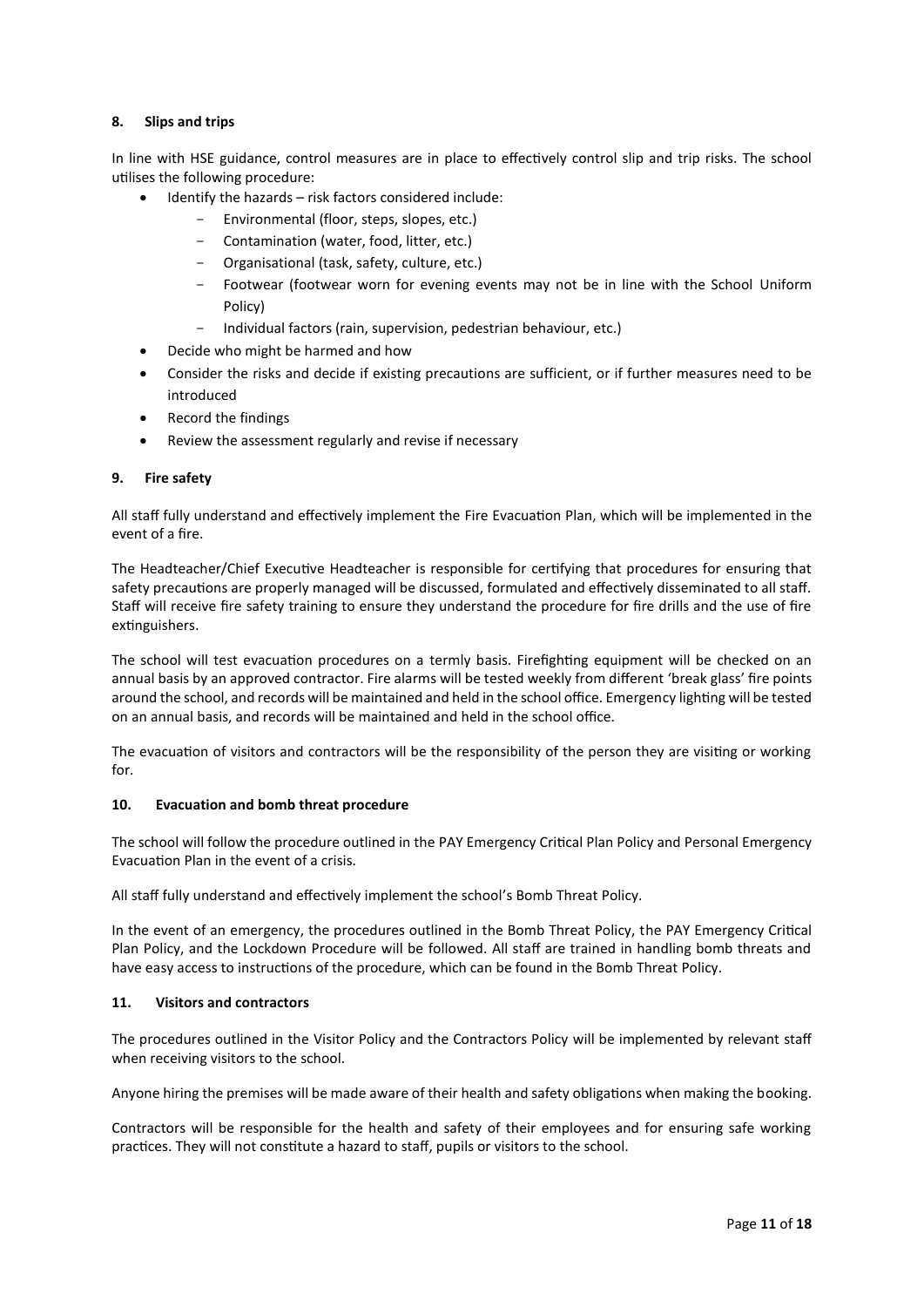## 8. Slips and trips

In line with HSE guidance, control measures are in place to effectively control slip and trip risks. The school utilises the following procedure:

- Identify the hazards – risk factors considered include:
  - Environmental (floor, steps, slopes, etc.)
  - Contamination (water, food, litter, etc.)
  - Organisational (task, safety, culture, etc.)
  - Footwear (footwear worn for evening events may not be in line with the School Uniform Policy)
  - Individual factors (rain, supervision, pedestrian behaviour, etc.)
- Decide who might be harmed and how
- Consider the risks and decide if existing precautions are sufficient, or if further measures need to be introduced
- Record the findings
- Review the assessment regularly and revise if necessary

## 9. Fire safety

All staff fully understand and effectively implement the Fire Evacuation Plan, which will be implemented in the event of a fire.

The Headteacher/Chief Executive Headteacher is responsible for certifying that procedures for ensuring that safety precautions are properly managed will be discussed, formulated and effectively disseminated to all staff. Staff will receive fire safety training to ensure they understand the procedure for fire drills and the use of fire extinguishers.

The school will test evacuation procedures on a termly basis. Firefighting equipment will be checked on an annual basis by an approved contractor. Fire alarms will be tested weekly from different 'break glass' fire points around the school, and records will be maintained and held in the school office. Emergency lighting will be tested on an annual basis, and records will be maintained and held in the school office.

The evacuation of visitors and contractors will be the responsibility of the person they are visiting or working for.

## 10. Evacuation and bomb threat procedure

The school will follow the procedure outlined in the PAY Emergency Critical Plan Policy and Personal Emergency Evacuation Plan in the event of a crisis.

All staff fully understand and effectively implement the school's Bomb Threat Policy.

In the event of an emergency, the procedures outlined in the Bomb Threat Policy, the PAY Emergency Critical Plan Policy, and the Lockdown Procedure will be followed. All staff are trained in handling bomb threats and have easy access to instructions of the procedure, which can be found in the Bomb Threat Policy.

## 11. Visitors and contractors

The procedures outlined in the Visitor Policy and the Contractors Policy will be implemented by relevant staff when receiving visitors to the school.

Anyone hiring the premises will be made aware of their health and safety obligations when making the booking.

Contractors will be responsible for the health and safety of their employees and for ensuring safe working practices. They will not constitute a hazard to staff, pupils or visitors to the school.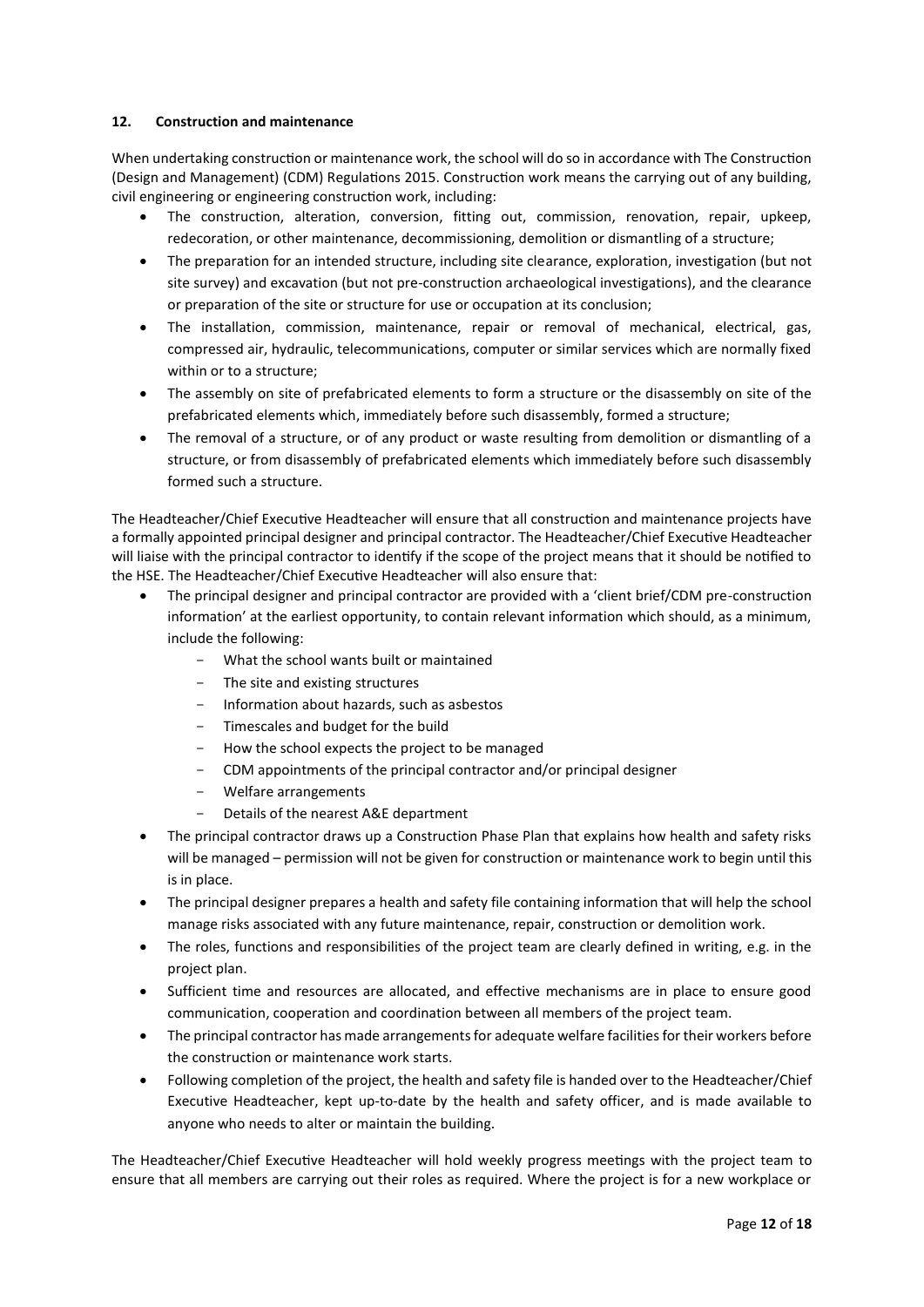## 12. Construction and maintenance

When undertaking construction or maintenance work, the school will do so in accordance with The Construction (Design and Management) (CDM) Regulations 2015. Construction work means the carrying out of any building, civil engineering or engineering construction work, including:

- The construction, alteration, conversion, fitting out, commission, renovation, repair, upkeep, redecoration, or other maintenance, decommissioning, demolition or dismantling of a structure;
- The preparation for an intended structure, including site clearance, exploration, investigation (but not site survey) and excavation (but not pre-construction archaeological investigations), and the clearance or preparation of the site or structure for use or occupation at its conclusion;
- The installation, commission, maintenance, repair or removal of mechanical, electrical, gas, compressed air, hydraulic, telecommunications, computer or similar services which are normally fixed within or to a structure;
- The assembly on site of prefabricated elements to form a structure or the disassembly on site of the prefabricated elements which, immediately before such disassembly, formed a structure;
- The removal of a structure, or of any product or waste resulting from demolition or dismantling of a structure, or from disassembly of prefabricated elements which immediately before such disassembly formed such a structure.

The Headteacher/Chief Executive Headteacher will ensure that all construction and maintenance projects have a formally appointed principal designer and principal contractor. The Headteacher/Chief Executive Headteacher will liaise with the principal contractor to identify if the scope of the project means that it should be notified to the HSE. The Headteacher/Chief Executive Headteacher will also ensure that:

- The principal designer and principal contractor are provided with a 'client brief/CDM pre-construction information' at the earliest opportunity, to contain relevant information which should, as a minimum, include the following:
  - What the school wants built or maintained
  - The site and existing structures
  - Information about hazards, such as asbestos
  - Timescales and budget for the build
  - How the school expects the project to be managed
  - CDM appointments of the principal contractor and/or principal designer
  - Welfare arrangements
  - Details of the nearest A&E department
- The principal contractor draws up a Construction Phase Plan that explains how health and safety risks will be managed – permission will not be given for construction or maintenance work to begin until this is in place.
- The principal designer prepares a health and safety file containing information that will help the school manage risks associated with any future maintenance, repair, construction or demolition work.
- The roles, functions and responsibilities of the project team are clearly defined in writing, e.g. in the project plan.
- Sufficient time and resources are allocated, and effective mechanisms are in place to ensure good communication, cooperation and coordination between all members of the project team.
- The principal contractor has made arrangements for adequate welfare facilities for their workers before the construction or maintenance work starts.
- Following completion of the project, the health and safety file is handed over to the Headteacher/Chief Executive Headteacher, kept up-to-date by the health and safety officer, and is made available to anyone who needs to alter or maintain the building.

The Headteacher/Chief Executive Headteacher will hold weekly progress meetings with the project team to ensure that all members are carrying out their roles as required. Where the project is for a new workplace or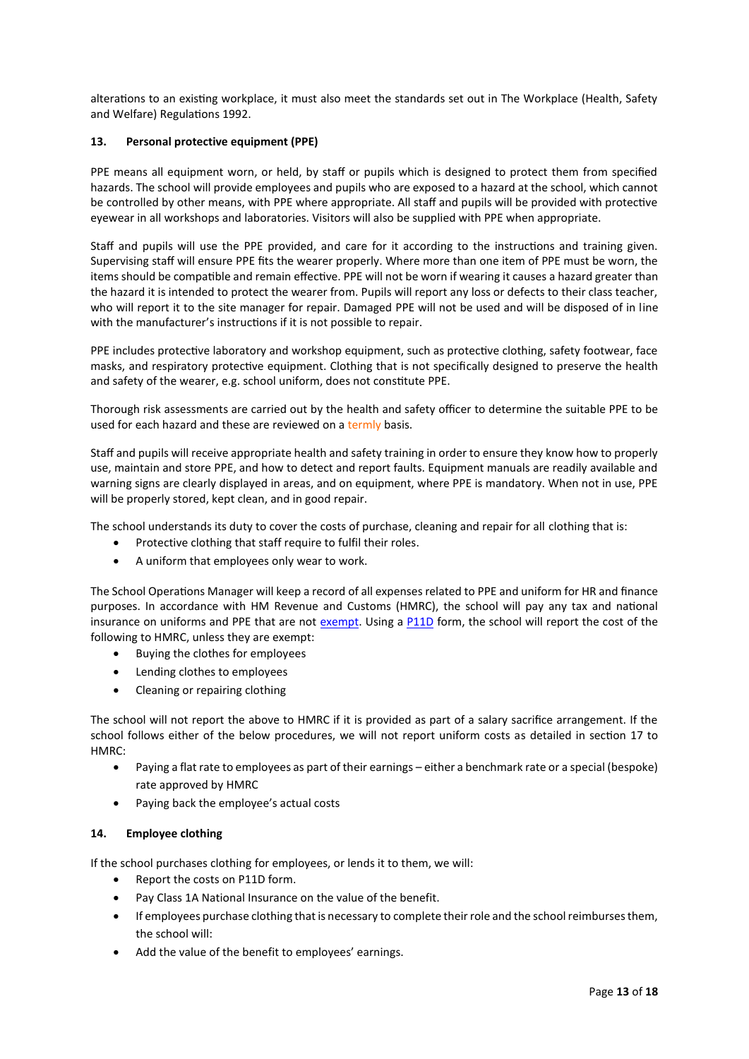alterations to an existing workplace, it must also meet the standards set out in The Workplace (Health, Safety and Welfare) Regulations 1992.

## 13. Personal protective equipment (PPE)

PPE means all equipment worn, or held, by staff or pupils which is designed to protect them from specified hazards. The school will provide employees and pupils who are exposed to a hazard at the school, which cannot be controlled by other means, with PPE where appropriate. All staff and pupils will be provided with protective eyewear in all workshops and laboratories. Visitors will also be supplied with PPE when appropriate.

Staff and pupils will use the PPE provided, and care for it according to the instructions and training given. Supervising staff will ensure PPE fits the wearer properly. Where more than one item of PPE must be worn, the items should be compatible and remain effective. PPE will not be worn if wearing it causes a hazard greater than the hazard it is intended to protect the wearer from. Pupils will report any loss or defects to their class teacher, who will report it to the site manager for repair. Damaged PPE will not be used and will be disposed of in line with the manufacturer's instructions if it is not possible to repair.

PPE includes protective laboratory and workshop equipment, such as protective clothing, safety footwear, face masks, and respiratory protective equipment. Clothing that is not specifically designed to preserve the health and safety of the wearer, e.g. school uniform, does not constitute PPE.

Thorough risk assessments are carried out by the health and safety officer to determine the suitable PPE to be used for each hazard and these are reviewed on a termly basis.

Staff and pupils will receive appropriate health and safety training in order to ensure they know how to properly use, maintain and store PPE, and how to detect and report faults. Equipment manuals are readily available and warning signs are clearly displayed in areas, and on equipment, where PPE is mandatory. When not in use, PPE will be properly stored, kept clean, and in good repair.

The school understands its duty to cover the costs of purchase, cleaning and repair for all clothing that is:

- Protective clothing that staff require to fulfil their roles.
- A uniform that employees only wear to work.

The School Operations Manager will keep a record of all expenses related to PPE and uniform for HR and finance purposes. In accordance with HM Revenue and Customs (HMRC), the school will pay any tax and national insurance on uniforms and PPE that are not exempt. Using a P11D form, the school will report the cost of the following to HMRC, unless they are exempt:

- Buying the clothes for employees
- Lending clothes to employees
- Cleaning or repairing clothing

The school will not report the above to HMRC if it is provided as part of a salary sacrifice arrangement. If the school follows either of the below procedures, we will not report uniform costs as detailed in section 17 to HMRC:

- Paying a flat rate to employees as part of their earnings – either a benchmark rate or a special (bespoke) rate approved by HMRC
- Paying back the employee's actual costs

## 14. Employee clothing

If the school purchases clothing for employees, or lends it to them, we will:

- Report the costs on P11D form.
- Pay Class 1A National Insurance on the value of the benefit.
- If employees purchase clothing that is necessary to complete their role and the school reimburses them, the school will:
- Add the value of the benefit to employees' earnings.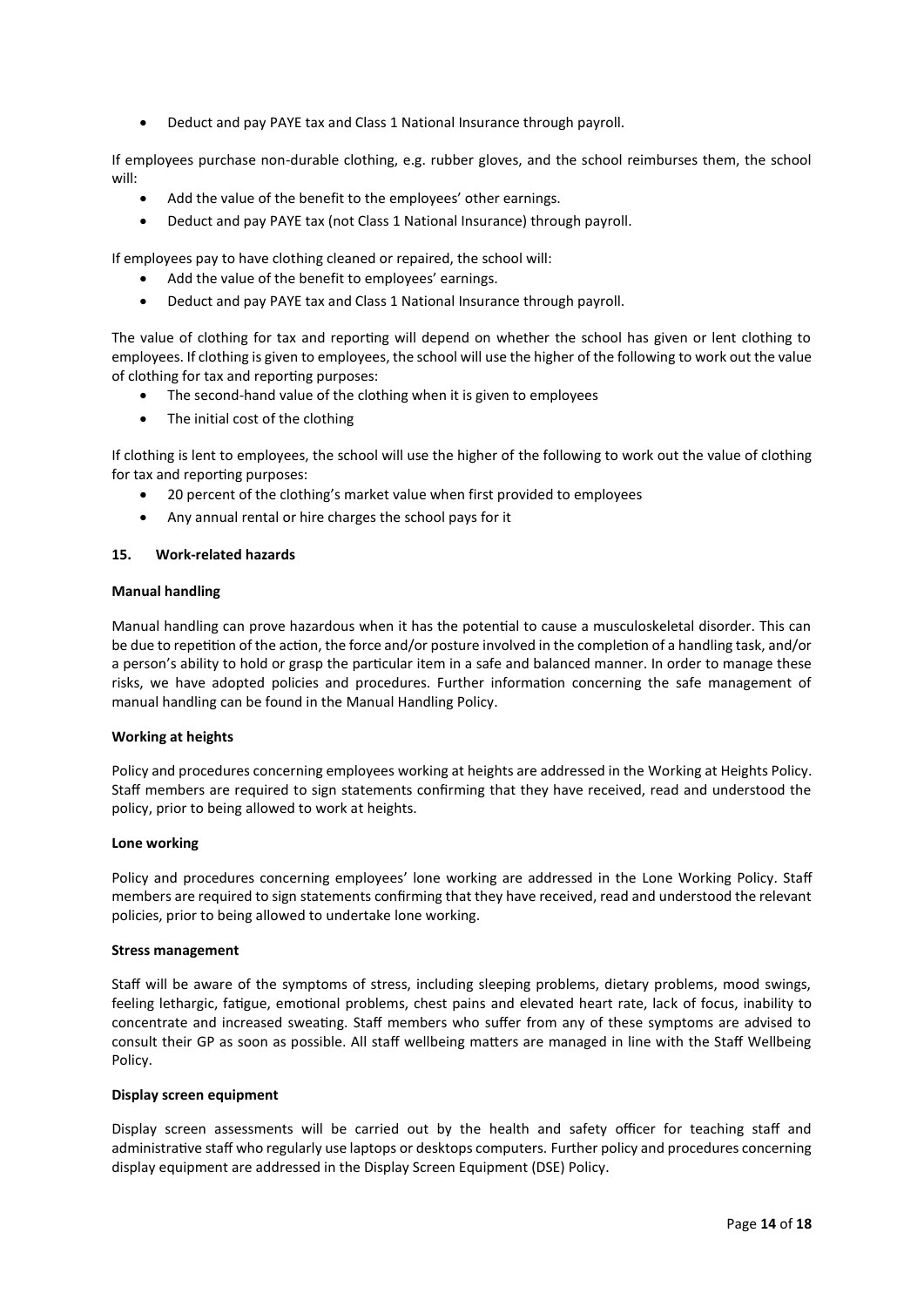- Deduct and pay PAYE tax and Class 1 National Insurance through payroll.

If employees purchase non-durable clothing, e.g. rubber gloves, and the school reimburses them, the school will:

- Add the value of the benefit to the employees' other earnings.
- Deduct and pay PAYE tax (not Class 1 National Insurance) through payroll.

If employees pay to have clothing cleaned or repaired, the school will:

- Add the value of the benefit to employees' earnings.
- Deduct and pay PAYE tax and Class 1 National Insurance through payroll.

The value of clothing for tax and reporting will depend on whether the school has given or lent clothing to employees. If clothing is given to employees, the school will use the higher of the following to work out the value of clothing for tax and reporting purposes:

- The second-hand value of the clothing when it is given to employees
- The initial cost of the clothing

If clothing is lent to employees, the school will use the higher of the following to work out the value of clothing for tax and reporting purposes:

- 20 percent of the clothing's market value when first provided to employees
- Any annual rental or hire charges the school pays for it

## 15. Work-related hazards

### Manual handling

Manual handling can prove hazardous when it has the potential to cause a musculoskeletal disorder. This can be due to repetition of the action, the force and/or posture involved in the completion of a handling task, and/or a person's ability to hold or grasp the particular item in a safe and balanced manner. In order to manage these risks, we have adopted policies and procedures. Further information concerning the safe management of manual handling can be found in the Manual Handling Policy.

### Working at heights

Policy and procedures concerning employees working at heights are addressed in the Working at Heights Policy. Staff members are required to sign statements confirming that they have received, read and understood the policy, prior to being allowed to work at heights.

### Lone working

Policy and procedures concerning employees' lone working are addressed in the Lone Working Policy. Staff members are required to sign statements confirming that they have received, read and understood the relevant policies, prior to being allowed to undertake lone working.

### Stress management

Staff will be aware of the symptoms of stress, including sleeping problems, dietary problems, mood swings, feeling lethargic, fatigue, emotional problems, chest pains and elevated heart rate, lack of focus, inability to concentrate and increased sweating. Staff members who suffer from any of these symptoms are advised to consult their GP as soon as possible. All staff wellbeing matters are managed in line with the Staff Wellbeing Policy.

### Display screen equipment

Display screen assessments will be carried out by the health and safety officer for teaching staff and administrative staff who regularly use laptops or desktops computers. Further policy and procedures concerning display equipment are addressed in the Display Screen Equipment (DSE) Policy.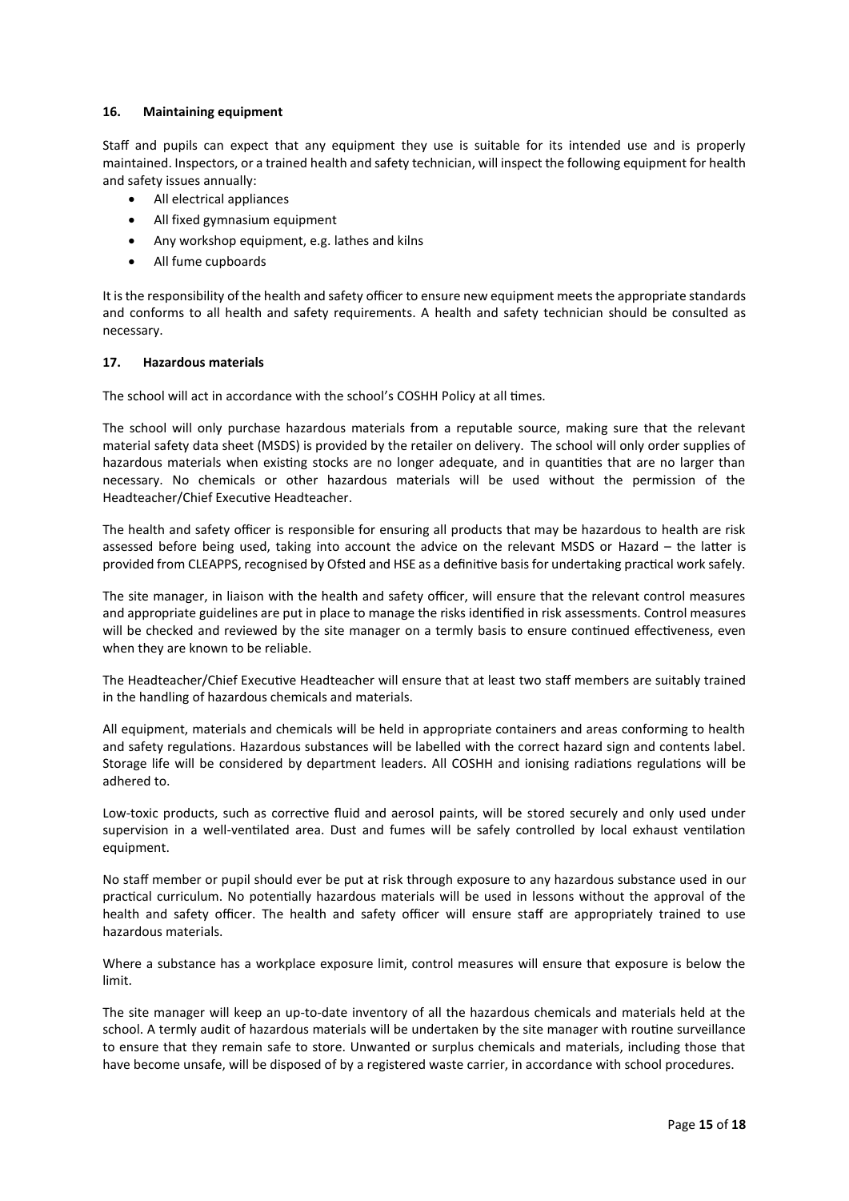## 16. Maintaining equipment

Staff and pupils can expect that any equipment they use is suitable for its intended use and is properly maintained. Inspectors, or a trained health and safety technician, will inspect the following equipment for health and safety issues annually:

- All electrical appliances
- All fixed gymnasium equipment
- Any workshop equipment, e.g. lathes and kilns
- All fume cupboards

It is the responsibility of the health and safety officer to ensure new equipment meets the appropriate standards and conforms to all health and safety requirements. A health and safety technician should be consulted as necessary.

## 17. Hazardous materials

The school will act in accordance with the school's COSHH Policy at all times.

The school will only purchase hazardous materials from a reputable source, making sure that the relevant material safety data sheet (MSDS) is provided by the retailer on delivery. The school will only order supplies of hazardous materials when existing stocks are no longer adequate, and in quantities that are no larger than necessary. No chemicals or other hazardous materials will be used without the permission of the Headteacher/Chief Executive Headteacher.

The health and safety officer is responsible for ensuring all products that may be hazardous to health are risk assessed before being used, taking into account the advice on the relevant MSDS or Hazard – the latter is provided from CLEAPPS, recognised by Ofsted and HSE as a definitive basis for undertaking practical work safely.

The site manager, in liaison with the health and safety officer, will ensure that the relevant control measures and appropriate guidelines are put in place to manage the risks identified in risk assessments. Control measures will be checked and reviewed by the site manager on a termly basis to ensure continued effectiveness, even when they are known to be reliable.

The Headteacher/Chief Executive Headteacher will ensure that at least two staff members are suitably trained in the handling of hazardous chemicals and materials.

All equipment, materials and chemicals will be held in appropriate containers and areas conforming to health and safety regulations. Hazardous substances will be labelled with the correct hazard sign and contents label. Storage life will be considered by department leaders. All COSHH and ionising radiations regulations will be adhered to.

Low-toxic products, such as corrective fluid and aerosol paints, will be stored securely and only used under supervision in a well-ventilated area. Dust and fumes will be safely controlled by local exhaust ventilation equipment.

No staff member or pupil should ever be put at risk through exposure to any hazardous substance used in our practical curriculum. No potentially hazardous materials will be used in lessons without the approval of the health and safety officer. The health and safety officer will ensure staff are appropriately trained to use hazardous materials.

Where a substance has a workplace exposure limit, control measures will ensure that exposure is below the limit.

The site manager will keep an up-to-date inventory of all the hazardous chemicals and materials held at the school. A termly audit of hazardous materials will be undertaken by the site manager with routine surveillance to ensure that they remain safe to store. Unwanted or surplus chemicals and materials, including those that have become unsafe, will be disposed of by a registered waste carrier, in accordance with school procedures.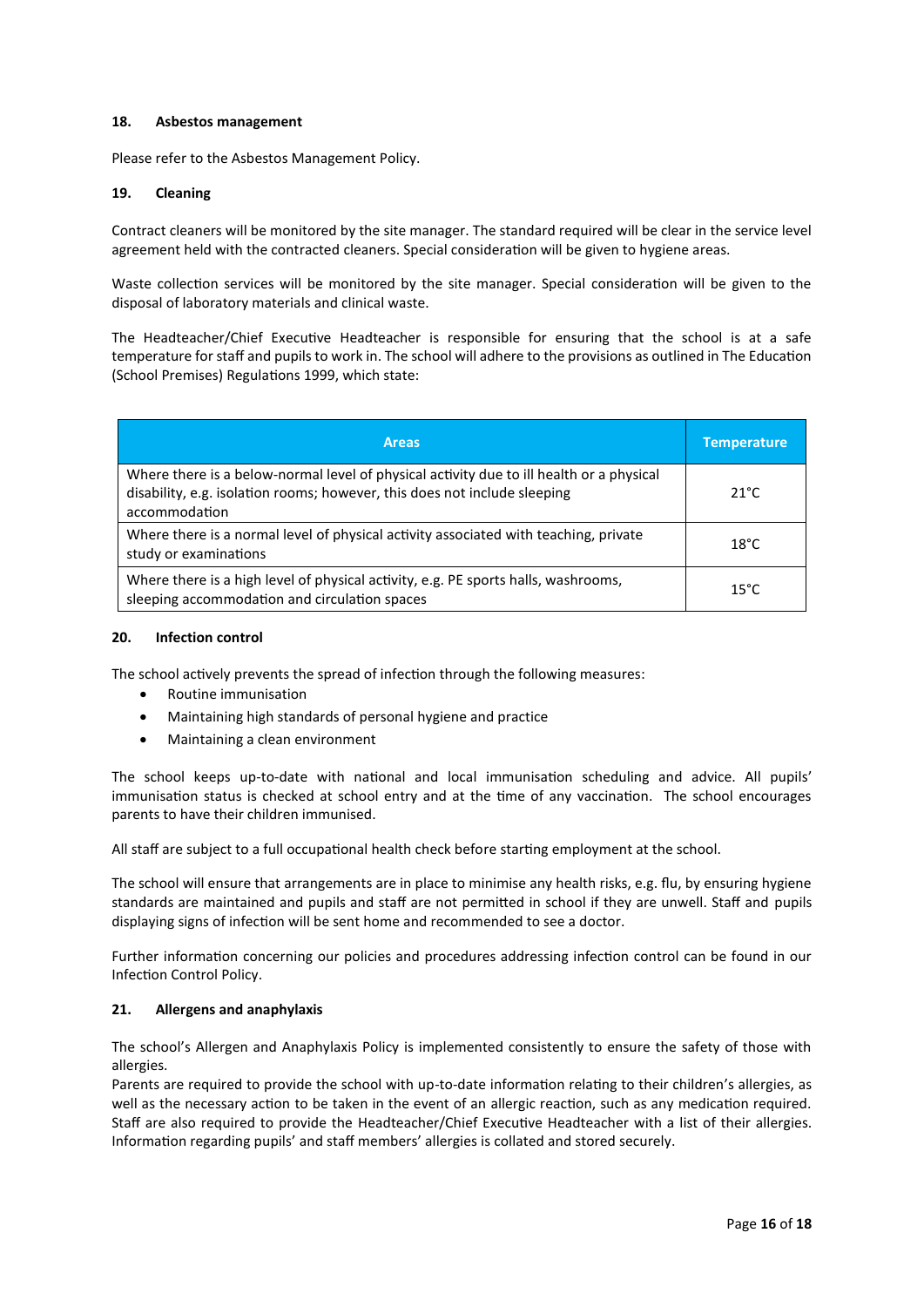### 18. Asbestos management

Please refer to the Asbestos Management Policy.

### 19. Cleaning

Contract cleaners will be monitored by the site manager. The standard required will be clear in the service level agreement held with the contracted cleaners. Special consideration will be given to hygiene areas.

Waste collection services will be monitored by the site manager. Special consideration will be given to the disposal of laboratory materials and clinical waste.

The Headteacher/Chief Executive Headteacher is responsible for ensuring that the school is at a safe temperature for staff and pupils to work in. The school will adhere to the provisions as outlined in The Education (School Premises) Regulations 1999, which state:

| Areas | Temperature |
|---|---|
| Where there is a below-normal level of physical activity due to ill health or a physical disability, e.g. isolation rooms; however, this does not include sleeping accommodation | 21°C |
| Where there is a normal level of physical activity associated with teaching, private study or examinations | 18°C |
| Where there is a high level of physical activity, e.g. PE sports halls, washrooms, sleeping accommodation and circulation spaces | 15°C |

### 20. Infection control

The school actively prevents the spread of infection through the following measures:

- Routine immunisation
- Maintaining high standards of personal hygiene and practice
- Maintaining a clean environment

The school keeps up-to-date with national and local immunisation scheduling and advice. All pupils' immunisation status is checked at school entry and at the time of any vaccination. The school encourages parents to have their children immunised.

All staff are subject to a full occupational health check before starting employment at the school.

The school will ensure that arrangements are in place to minimise any health risks, e.g. flu, by ensuring hygiene standards are maintained and pupils and staff are not permitted in school if they are unwell. Staff and pupils displaying signs of infection will be sent home and recommended to see a doctor.

Further information concerning our policies and procedures addressing infection control can be found in our Infection Control Policy.

### 21. Allergens and anaphylaxis

The school's Allergen and Anaphylaxis Policy is implemented consistently to ensure the safety of those with allergies.

Parents are required to provide the school with up-to-date information relating to their children's allergies, as well as the necessary action to be taken in the event of an allergic reaction, such as any medication required. Staff are also required to provide the Headteacher/Chief Executive Headteacher with a list of their allergies. Information regarding pupils' and staff members' allergies is collated and stored securely.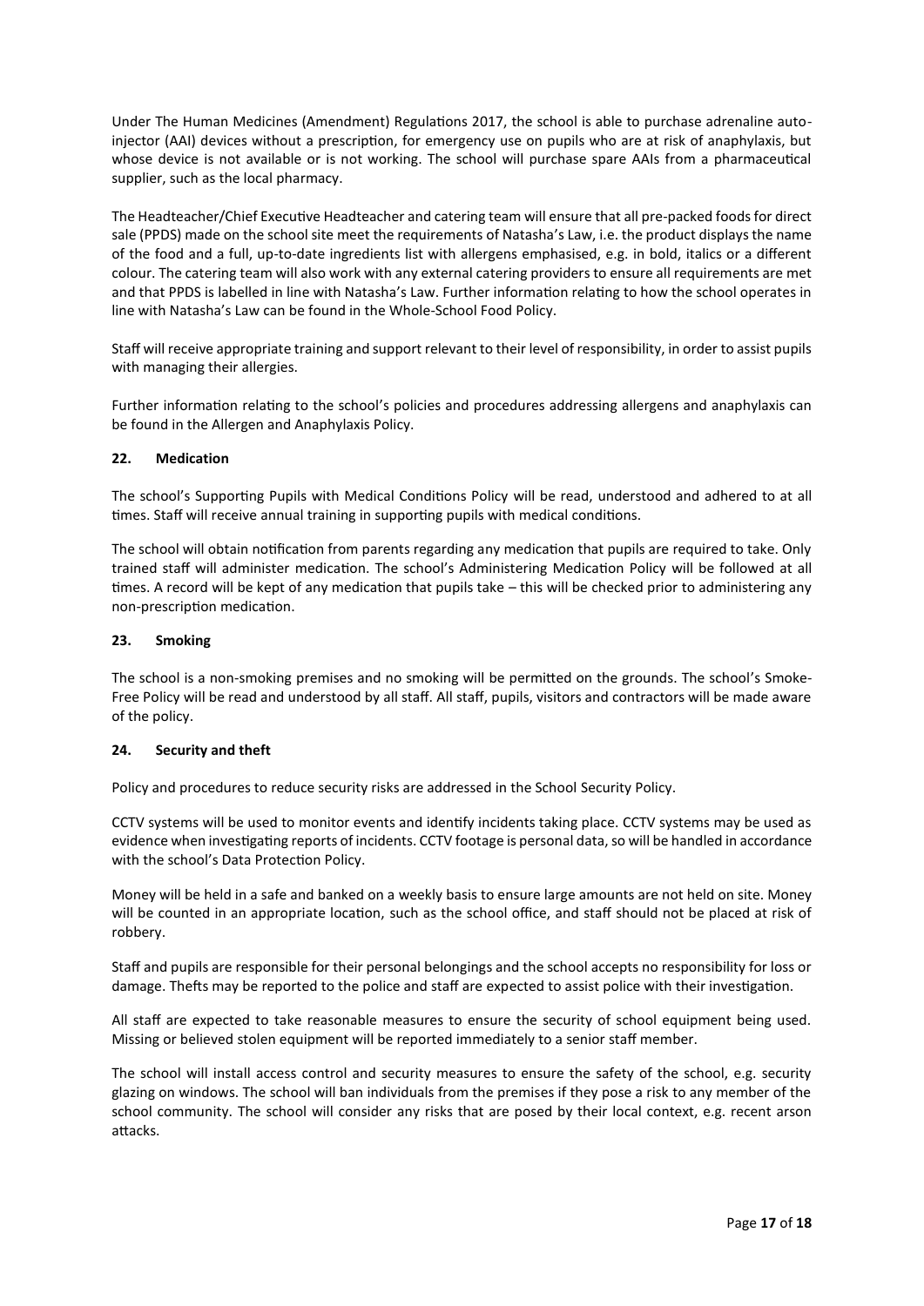Under The Human Medicines (Amendment) Regulations 2017, the school is able to purchase adrenaline auto-injector (AAI) devices without a prescription, for emergency use on pupils who are at risk of anaphylaxis, but whose device is not available or is not working. The school will purchase spare AAIs from a pharmaceutical supplier, such as the local pharmacy.

The Headteacher/Chief Executive Headteacher and catering team will ensure that all pre-packed foods for direct sale (PPDS) made on the school site meet the requirements of Natasha's Law, i.e. the product displays the name of the food and a full, up-to-date ingredients list with allergens emphasised, e.g. in bold, italics or a different colour. The catering team will also work with any external catering providers to ensure all requirements are met and that PPDS is labelled in line with Natasha's Law. Further information relating to how the school operates in line with Natasha's Law can be found in the Whole-School Food Policy.

Staff will receive appropriate training and support relevant to their level of responsibility, in order to assist pupils with managing their allergies.

Further information relating to the school's policies and procedures addressing allergens and anaphylaxis can be found in the Allergen and Anaphylaxis Policy.

## 22. Medication

The school's Supporting Pupils with Medical Conditions Policy will be read, understood and adhered to at all times. Staff will receive annual training in supporting pupils with medical conditions.

The school will obtain notification from parents regarding any medication that pupils are required to take. Only trained staff will administer medication. The school's Administering Medication Policy will be followed at all times. A record will be kept of any medication that pupils take – this will be checked prior to administering any non-prescription medication.

## 23. Smoking

The school is a non-smoking premises and no smoking will be permitted on the grounds. The school's Smoke-Free Policy will be read and understood by all staff. All staff, pupils, visitors and contractors will be made aware of the policy.

## 24. Security and theft

Policy and procedures to reduce security risks are addressed in the School Security Policy.

CCTV systems will be used to monitor events and identify incidents taking place. CCTV systems may be used as evidence when investigating reports of incidents. CCTV footage is personal data, so will be handled in accordance with the school's Data Protection Policy.

Money will be held in a safe and banked on a weekly basis to ensure large amounts are not held on site. Money will be counted in an appropriate location, such as the school office, and staff should not be placed at risk of robbery.

Staff and pupils are responsible for their personal belongings and the school accepts no responsibility for loss or damage. Thefts may be reported to the police and staff are expected to assist police with their investigation.

All staff are expected to take reasonable measures to ensure the security of school equipment being used. Missing or believed stolen equipment will be reported immediately to a senior staff member.

The school will install access control and security measures to ensure the safety of the school, e.g. security glazing on windows. The school will ban individuals from the premises if they pose a risk to any member of the school community. The school will consider any risks that are posed by their local context, e.g. recent arson attacks.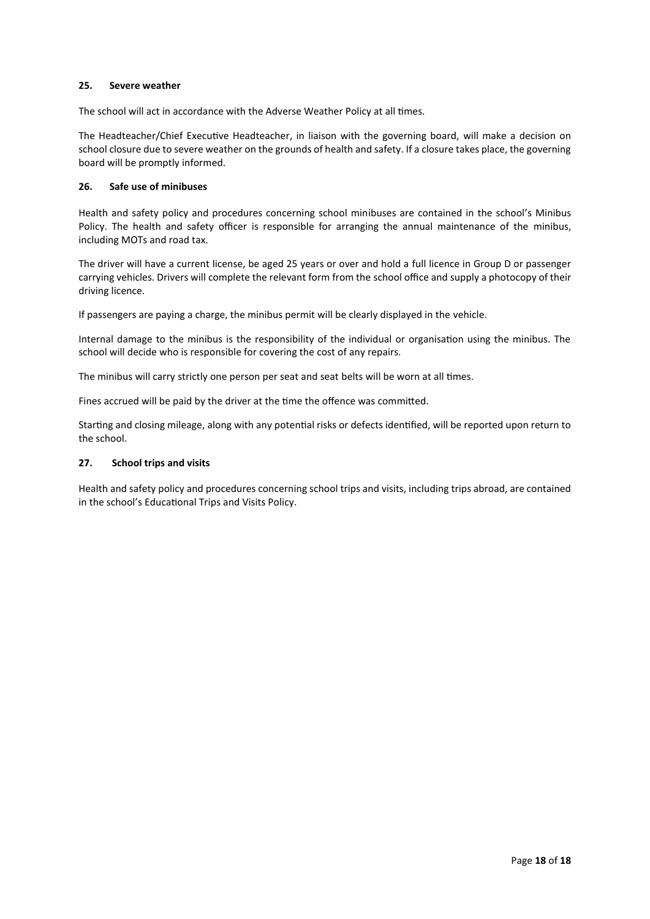## 25. Severe weather

The school will act in accordance with the Adverse Weather Policy at all times.

The Headteacher/Chief Executive Headteacher, in liaison with the governing board, will make a decision on school closure due to severe weather on the grounds of health and safety. If a closure takes place, the governing board will be promptly informed.

## 26. Safe use of minibuses

Health and safety policy and procedures concerning school minibuses are contained in the school's Minibus Policy. The health and safety officer is responsible for arranging the annual maintenance of the minibus, including MOTs and road tax.

The driver will have a current license, be aged 25 years or over and hold a full licence in Group D or passenger carrying vehicles. Drivers will complete the relevant form from the school office and supply a photocopy of their driving licence.

If passengers are paying a charge, the minibus permit will be clearly displayed in the vehicle.

Internal damage to the minibus is the responsibility of the individual or organisation using the minibus. The school will decide who is responsible for covering the cost of any repairs.

The minibus will carry strictly one person per seat and seat belts will be worn at all times.

Fines accrued will be paid by the driver at the time the offence was committed.

Starting and closing mileage, along with any potential risks or defects identified, will be reported upon return to the school.

## 27. School trips and visits

Health and safety policy and procedures concerning school trips and visits, including trips abroad, are contained in the school's Educational Trips and Visits Policy.